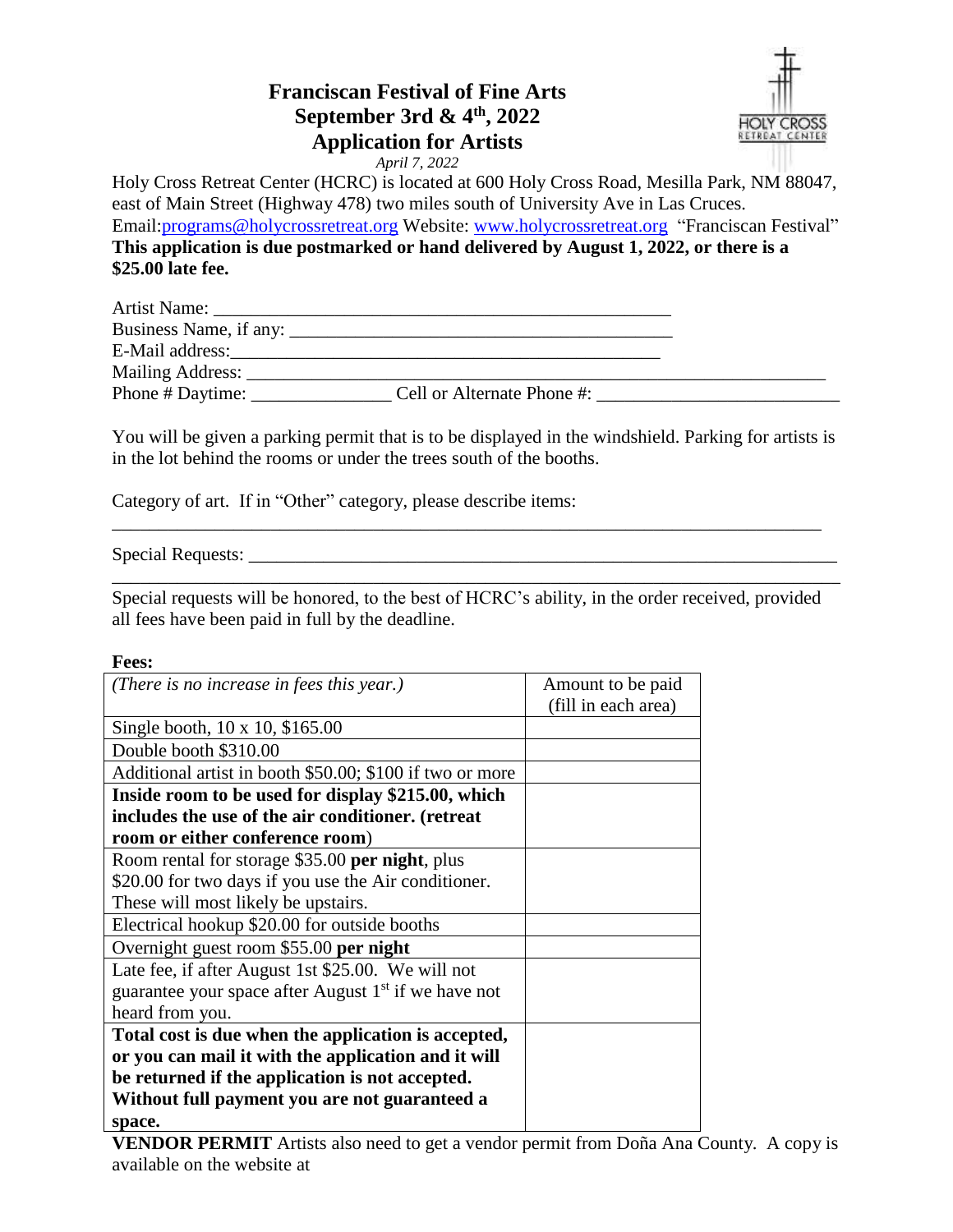# Franciscan Festival of Fine Arts
# September 3rd & 4th, 2022
# Application for Artists

*April 7, 2022*

Holy Cross Retreat Center (HCRC) is located at 600 Holy Cross Road, Mesilla Park, NM 88047, east of Main Street (Highway 478) two miles south of University Ave in Las Cruces.
Email:programs@holycrossretreat.org Website: www.holycrossretreat.org "Franciscan Festival"
**This application is due postmarked or hand delivered by August 1, 2022, or there is a $25.00 late fee.**

Artist Name: ______________________________________________

Business Name, if any: ____________________________________

E-Mail address:___________________________________________

Mailing Address: __________________________________________

Phone # Daytime: _______________ Cell or Alternate Phone #: _______________________

You will be given a parking permit that is to be displayed in the windshield. Parking for artists is in the lot behind the rooms or under the trees south of the booths.

Category of art. If in "Other" category, please describe items:

___________________________________________________________________________

Special Requests: ___________________________________________________________

___________________________________________________________________________

Special requests will be honored, to the best of HCRC's ability, in the order received, provided all fees have been paid in full by the deadline.

**Fees:**

| *(There is no increase in fees this year.)* | Amount to be paid (fill in each area) |
|---|---|
| Single booth, 10 x 10, $165.00 | |
| Double booth $310.00 | |
| Additional artist in booth $50.00; $100 if two or more | |
| **Inside room to be used for display $215.00, which includes the use of the air conditioner. (retreat room or either conference room)** | |
| Room rental for storage $35.00 **per night**, plus $20.00 for two days if you use the Air conditioner. These will most likely be upstairs. | |
| Electrical hookup $20.00 for outside booths | |
| Overnight guest room $55.00 **per night** | |
| Late fee, if after August 1st $25.00. We will not guarantee your space after August 1st if we have not heard from you. | |
| **Total cost is due when the application is accepted, or you can mail it with the application and it will be returned if the application is not accepted. Without full payment you are not guaranteed a space.** | |

**VENDOR PERMIT** Artists also need to get a vendor permit from Doña Ana County. A copy is available on the website at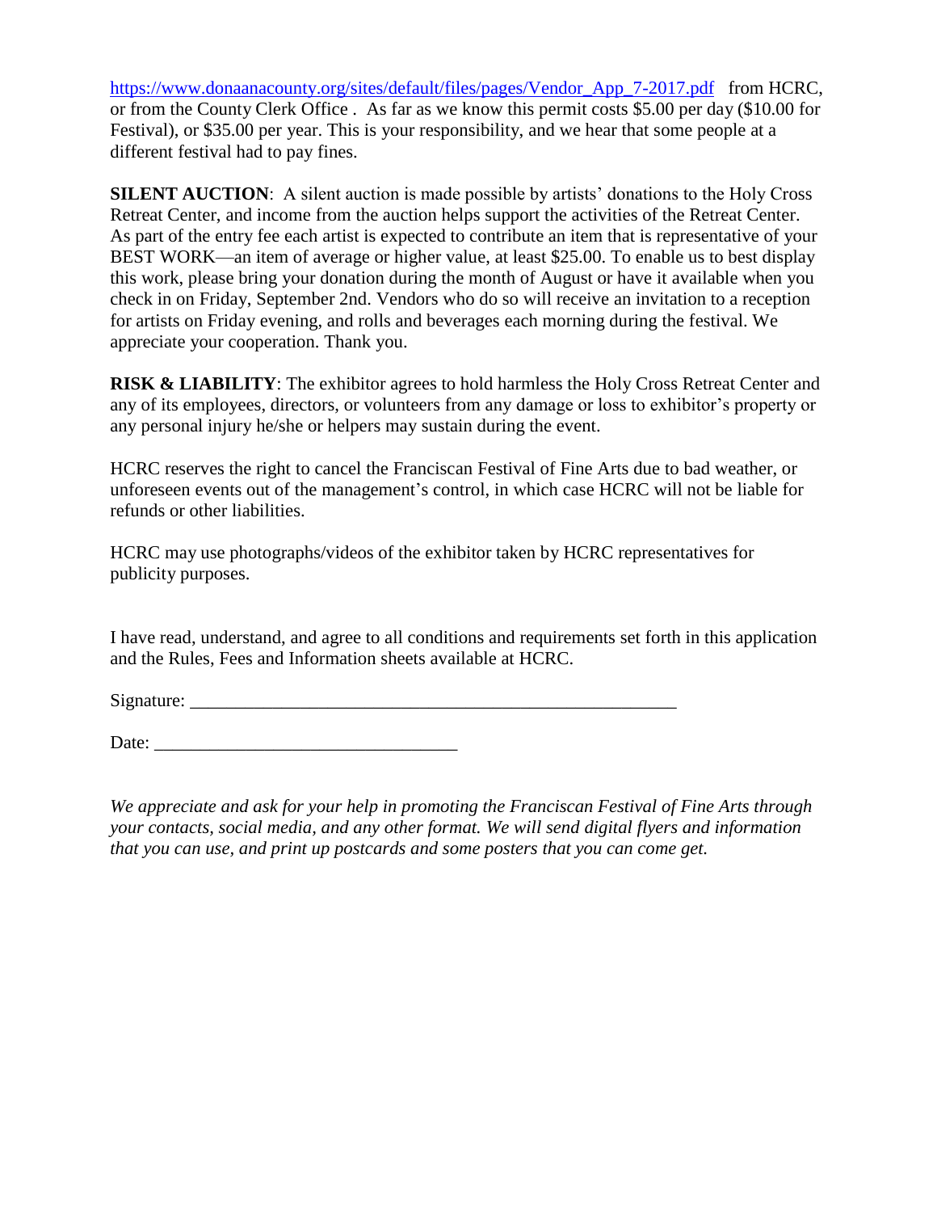https://www.donaanacounty.org/sites/default/files/pages/Vendor_App_7-2017.pdf from HCRC, or from the County Clerk Office . As far as we know this permit costs $5.00 per day ($10.00 for Festival), or $35.00 per year. This is your responsibility, and we hear that some people at a different festival had to pay fines.

**SILENT AUCTION**: A silent auction is made possible by artists' donations to the Holy Cross Retreat Center, and income from the auction helps support the activities of the Retreat Center. As part of the entry fee each artist is expected to contribute an item that is representative of your BEST WORK—an item of average or higher value, at least $25.00. To enable us to best display this work, please bring your donation during the month of August or have it available when you check in on Friday, September 2nd. Vendors who do so will receive an invitation to a reception for artists on Friday evening, and rolls and beverages each morning during the festival. We appreciate your cooperation. Thank you.

**RISK & LIABILITY**: The exhibitor agrees to hold harmless the Holy Cross Retreat Center and any of its employees, directors, or volunteers from any damage or loss to exhibitor's property or any personal injury he/she or helpers may sustain during the event.

HCRC reserves the right to cancel the Franciscan Festival of Fine Arts due to bad weather, or unforeseen events out of the management's control, in which case HCRC will not be liable for refunds or other liabilities.

HCRC may use photographs/videos of the exhibitor taken by HCRC representatives for publicity purposes.

I have read, understand, and agree to all conditions and requirements set forth in this application and the Rules, Fees and Information sheets available at HCRC.

Signature: _______________________________________________________

Date: __________________________________

*We appreciate and ask for your help in promoting the Franciscan Festival of Fine Arts through your contacts, social media, and any other format. We will send digital flyers and information that you can use, and print up postcards and some posters that you can come get.*